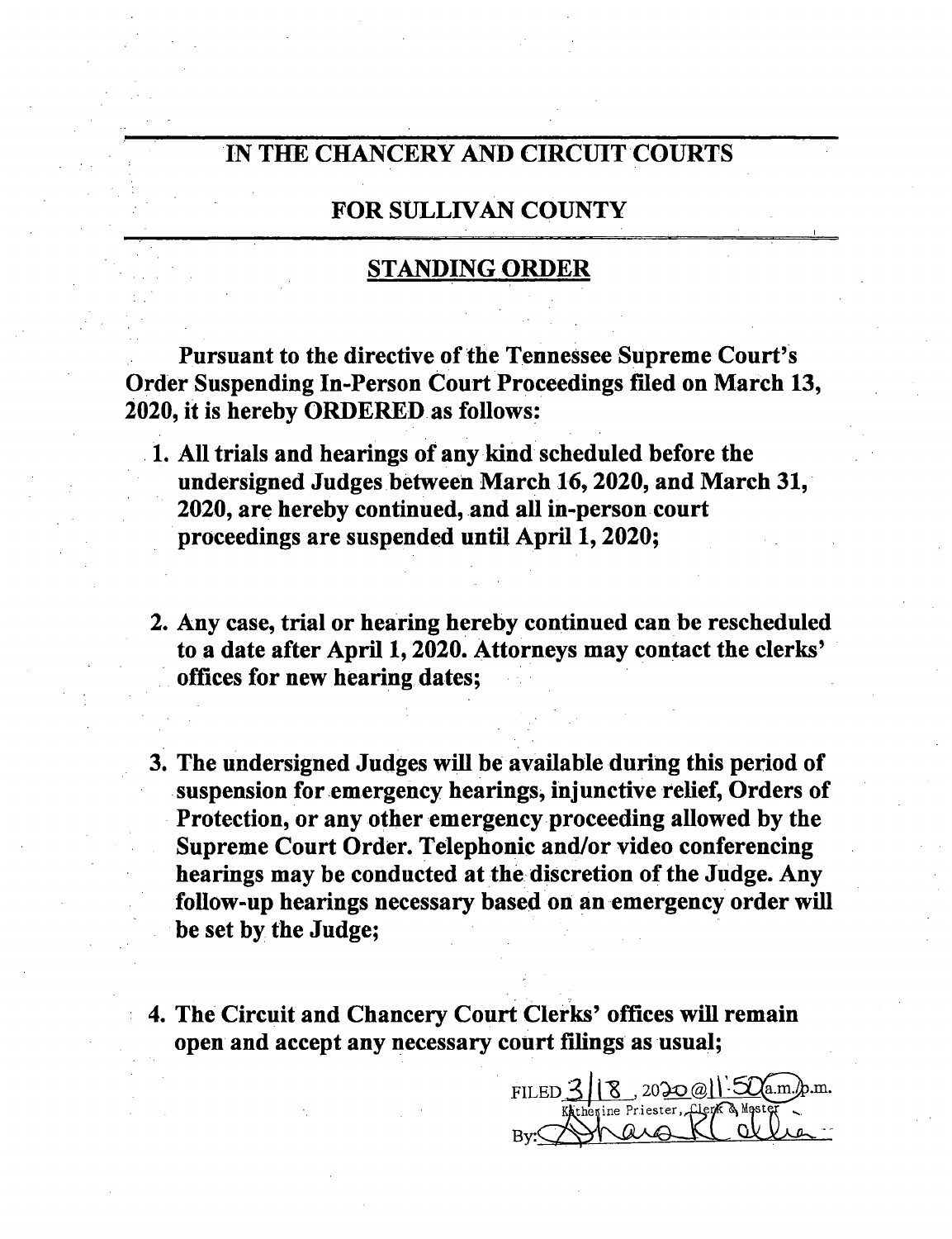# IN THE CHANCERY AND CIRCUIT COURTS

# FOR SULLIVAN COUNTY

## STANDING ORDER

**Pursuant to the directive of the Tennessee Supreme Court's Order Suspending In-Person Court Proceedings filed on March 13, 2020, it is hereby ORDERED as follows:**

1. **All trials and hearings of any kind scheduled before the undersigned Judges between March 16, 2020, and March 31, 2020, are hereby continued, and all in-person court proceedings are suspended until April 1, 2020;**

2. **Any case, trial or hearing hereby continued can be rescheduled to a date after April 1, 2020. Attorneys may contact the clerks' offices for new hearing dates;**

3. **The undersigned Judges will be available during this period of suspension for emergency hearings, injunctive relief, Orders of Protection, or any other emergency proceeding allowed by the Supreme Court Order. Telephonic and/or video conferencing hearings may be conducted at the discretion of the Judge. Any follow-up hearings necessary based on an emergency order will be set by the Judge;**

4. **The Circuit and Chancery Court Clerks' offices will remain open and accept any necessary court filings as usual;**

FILED 3/18, 2020 @ 11:50 a.m./p.m.
Katherine Priester, Clerk & Master
By: Shara K Collier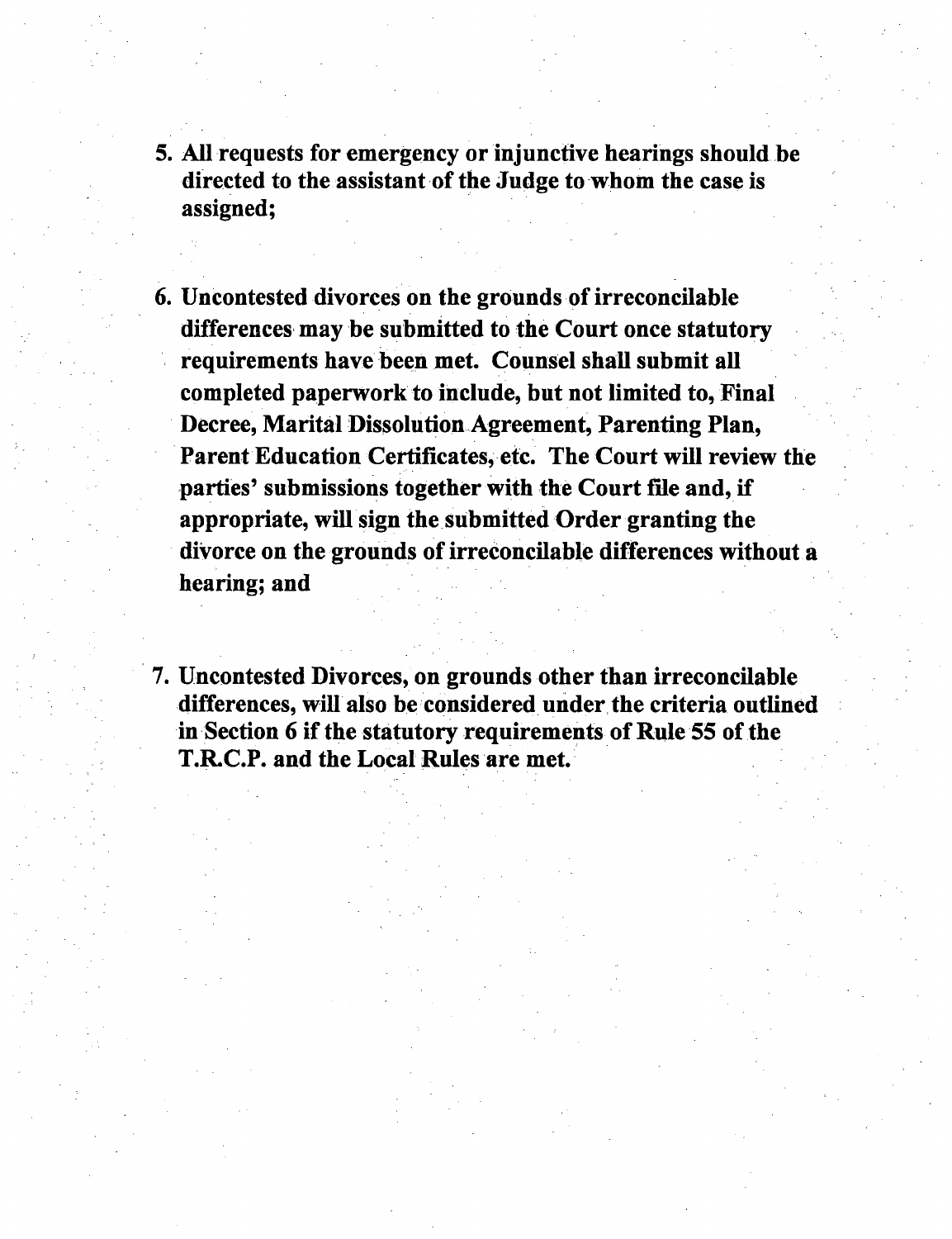5. **All requests for emergency or injunctive hearings should be directed to the assistant of the Judge to whom the case is assigned;**

6. **Uncontested divorces on the grounds of irreconcilable differences may be submitted to the Court once statutory requirements have been met. Counsel shall submit all completed paperwork to include, but not limited to, Final Decree, Marital Dissolution Agreement, Parenting Plan, Parent Education Certificates, etc. The Court will review the parties' submissions together with the Court file and, if appropriate, will sign the submitted Order granting the divorce on the grounds of irreconcilable differences without a hearing; and**

7. **Uncontested Divorces, on grounds other than irreconcilable differences, will also be considered under the criteria outlined in Section 6 if the statutory requirements of Rule 55 of the T.R.C.P. and the Local Rules are met.**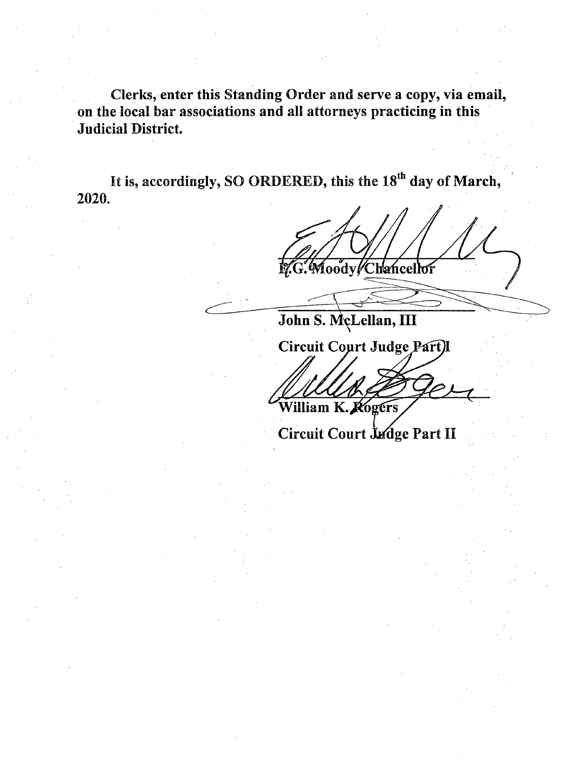**Clerks, enter this Standing Order and serve a copy, via email, on the local bar associations and all attorneys practicing in this Judicial District.**

**It is, accordingly, SO ORDERED, this the 18th day of March, 2020.**

**E.G. Moody, Chancellor**

**John S. McLellan, III**

**Circuit Court Judge Part I**

**William K. Rogers**

**Circuit Court Judge Part II**